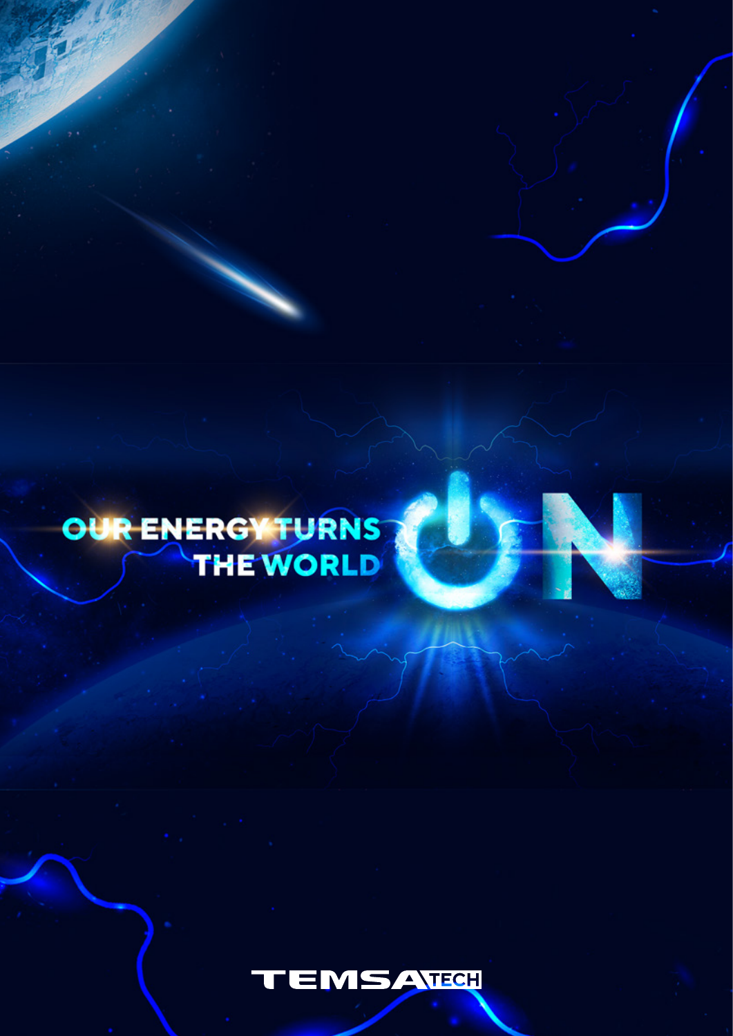# OUR ENERGY TURNS THE WORLD ON

TEMSA TECH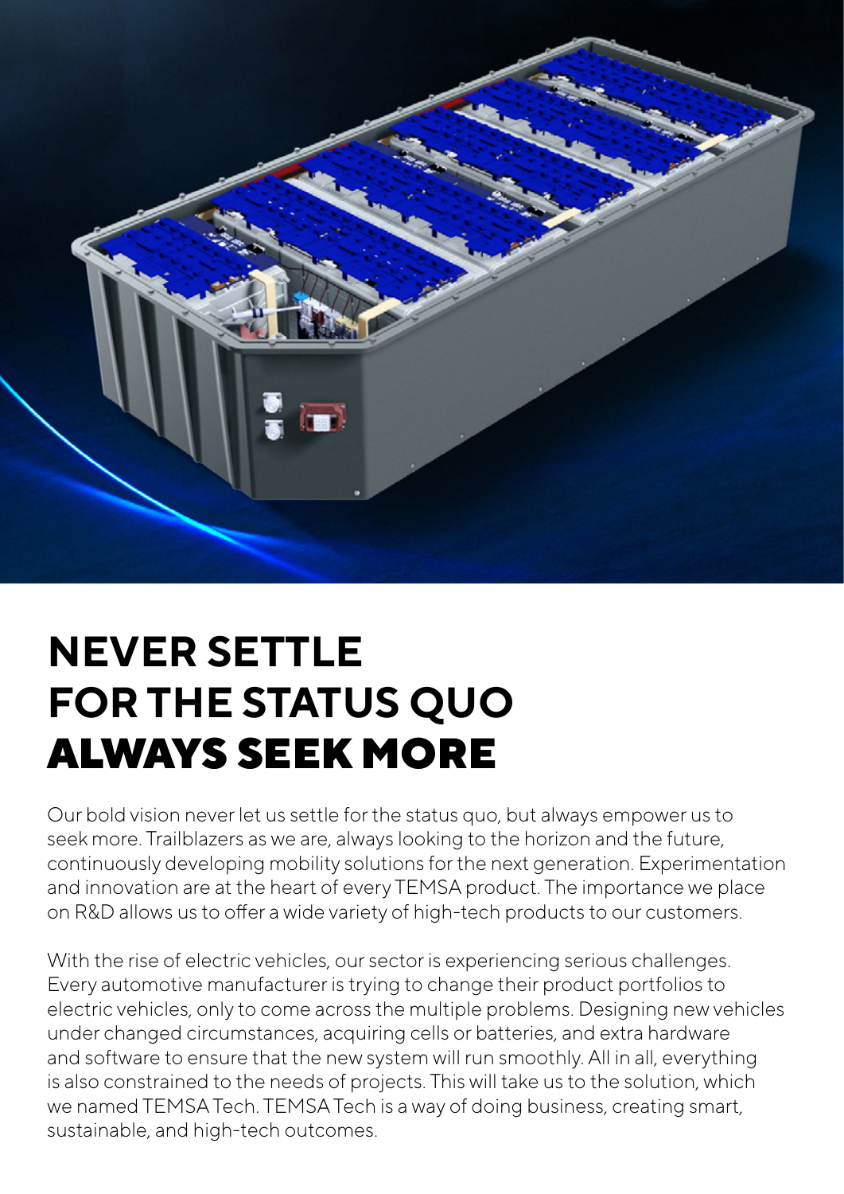# NEVER SETTLE FOR THE STATUS QUO ALWAYS SEEK MORE

Our bold vision never let us settle for the status quo, but always empower us to seek more. Trailblazers as we are, always looking to the horizon and the future, continuously developing mobility solutions for the next generation. Experimentation and innovation are at the heart of every TEMSA product. The importance we place on R&D allows us to offer a wide variety of high-tech products to our customers.

With the rise of electric vehicles, our sector is experiencing serious challenges. Every automotive manufacturer is trying to change their product portfolios to electric vehicles, only to come across the multiple problems. Designing new vehicles under changed circumstances, acquiring cells or batteries, and extra hardware and software to ensure that the new system will run smoothly. All in all, everything is also constrained to the needs of projects. This will take us to the solution, which we named TEMSA Tech. TEMSA Tech is a way of doing business, creating smart, sustainable, and high-tech outcomes.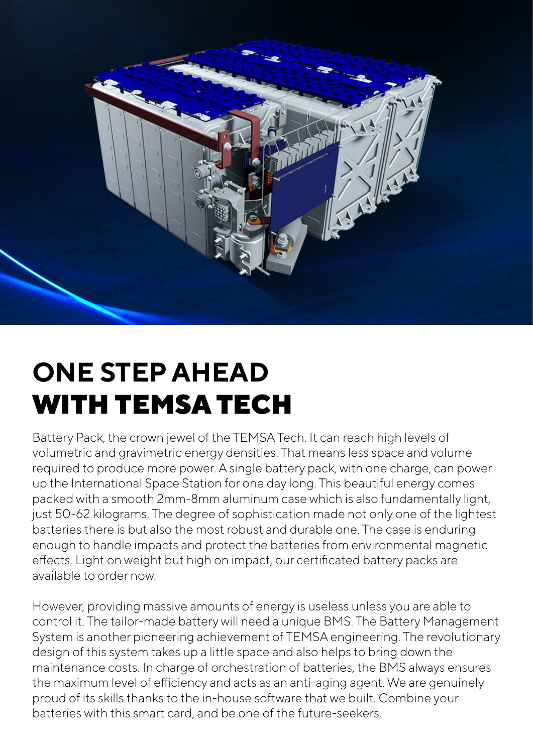# ONE STEP AHEAD WITH TEMSA TECH

Battery Pack, the crown jewel of the TEMSA Tech. It can reach high levels of volumetric and gravimetric energy densities. That means less space and volume required to produce more power. A single battery pack, with one charge, can power up the International Space Station for one day long. This beautiful energy comes packed with a smooth 2mm-8mm aluminum case which is also fundamentally light, just 50-62 kilograms. The degree of sophistication made not only one of the lightest batteries there is but also the most robust and durable one. The case is enduring enough to handle impacts and protect the batteries from environmental magnetic effects. Light on weight but high on impact, our certificated battery packs are available to order now.

However, providing massive amounts of energy is useless unless you are able to control it. The tailor-made battery will need a unique BMS. The Battery Management System is another pioneering achievement of TEMSA engineering. The revolutionary design of this system takes up a little space and also helps to bring down the maintenance costs. In charge of orchestration of batteries, the BMS always ensures the maximum level of efficiency and acts as an anti-aging agent. We are genuinely proud of its skills thanks to the in-house software that we built. Combine your batteries with this smart card, and be one of the future-seekers.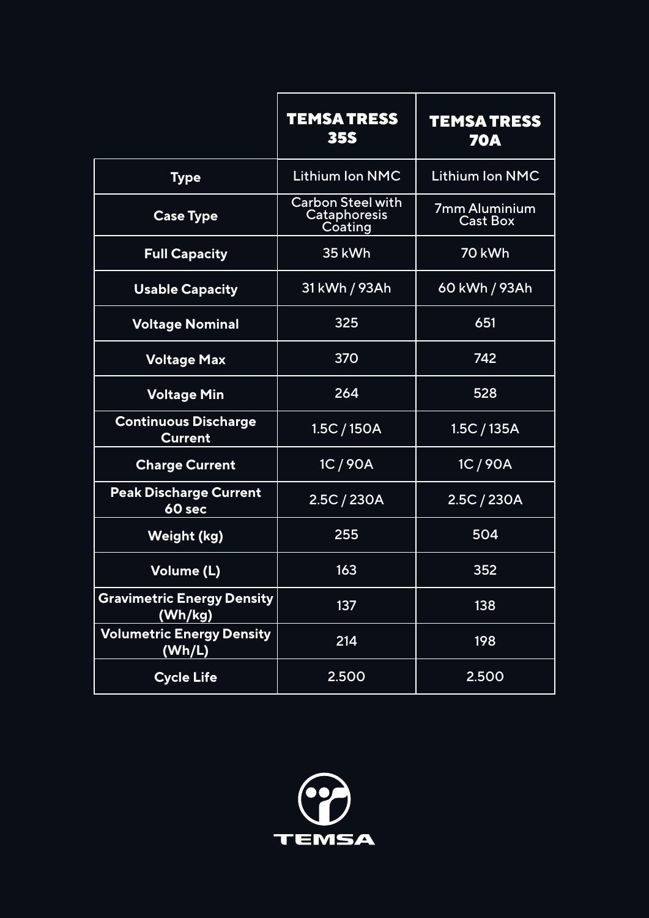| | TEMSA TRESS 35S | TEMSA TRESS 70A |
|---|---|---|
| **Type** | Lithium Ion NMC | Lithium Ion NMC |
| **Case Type** | Carbon Steel with Cataphoresis Coating | 7mm Aluminium Cast Box |
| **Full Capacity** | 35 kWh | 70 kWh |
| **Usable Capacity** | 31 kWh / 93Ah | 60 kWh / 93Ah |
| **Voltage Nominal** | 325 | 651 |
| **Voltage Max** | 370 | 742 |
| **Voltage Min** | 264 | 528 |
| **Continuous Discharge Current** | 1.5C / 150A | 1.5C / 135A |
| **Charge Current** | 1C / 90A | 1C / 90A |
| **Peak Discharge Current 60 sec** | 2.5C / 230A | 2.5C / 230A |
| **Weight (kg)** | 255 | 504 |
| **Volume (L)** | 163 | 352 |
| **Gravimetric Energy Density (Wh/kg)** | 137 | 138 |
| **Volumetric Energy Density (Wh/L)** | 214 | 198 |
| **Cycle Life** | 2.500 | 2.500 |

TEMSA